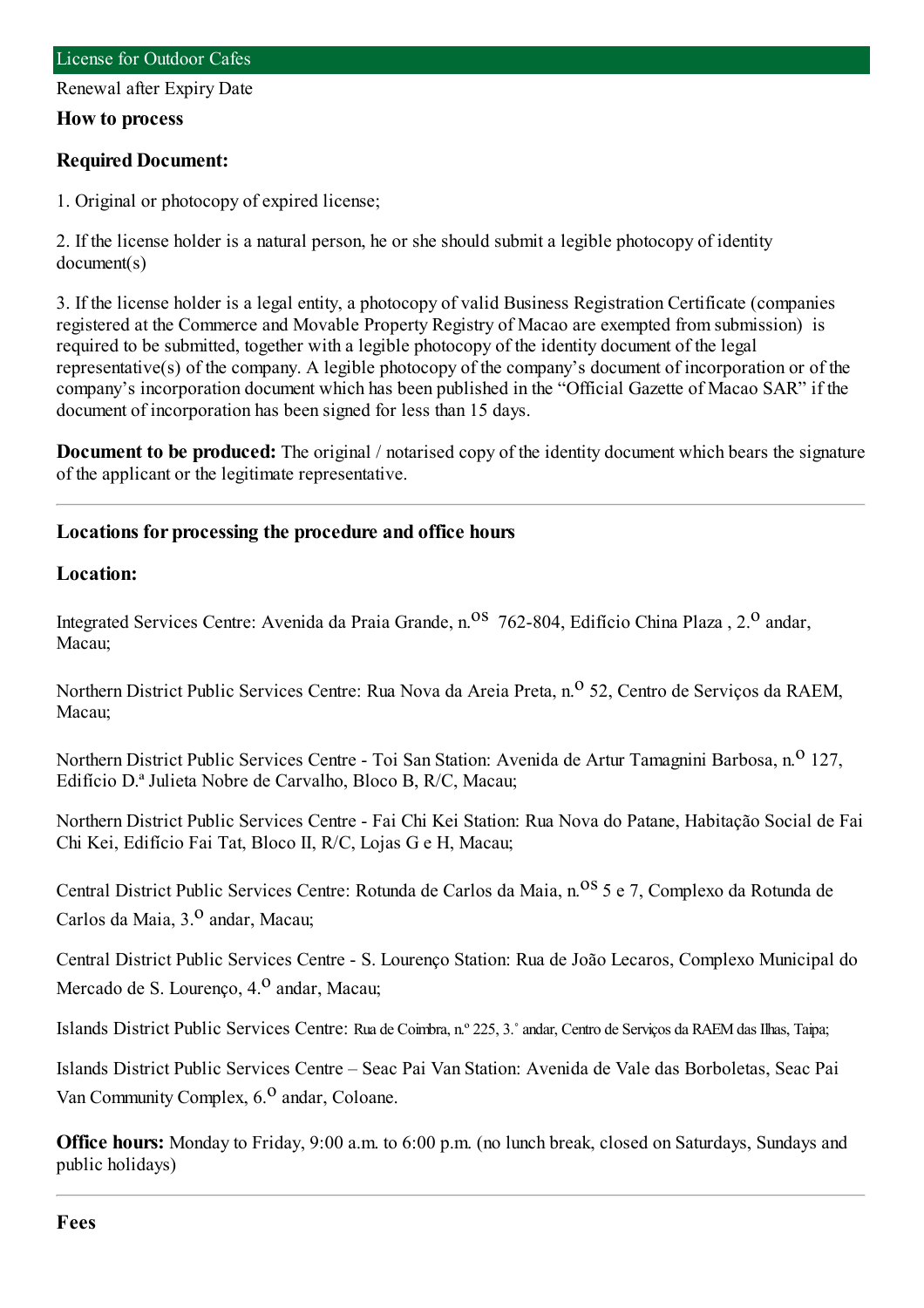# License for Outdoor Cafes

Renewal after Expiry Date

## How to process

### Required Document:

1. Original or photocopy of expired license;

2. If the license holder is a natural person, he or she should submit a legible photocopy of identity document(s)

3. If the license holder is a legal entity, a photocopy of valid Business Registration Certificate (companies registered at the Commerce and Movable Property Registry of Macao are exempted from submission) is required to be submitted, together with a legible photocopy of the identity document of the legal representative(s) of the company. A legible photocopy of the company's document of incorporation or of the company's incorporation document which has been published in the "Official Gazette of Macao SAR" if the document of incorporation has been signed for less than 15 days.

**Document to be produced:** The original / notarised copy of the identity document which bears the signature of the applicant or the legitimate representative.

---

## Locations for processing the procedure and office hours

### Location:

Integrated Services Centre: Avenida da Praia Grande, n.os 762-804, Edifício China Plaza , 2.o andar, Macau;

Northern District Public Services Centre: Rua Nova da Areia Preta, n.o 52, Centro de Serviços da RAEM, Macau;

Northern District Public Services Centre - Toi San Station: Avenida de Artur Tamagnini Barbosa, n.o 127, Edifício D.ª Julieta Nobre de Carvalho, Bloco B, R/C, Macau;

Northern District Public Services Centre - Fai Chi Kei Station: Rua Nova do Patane, Habitação Social de Fai Chi Kei, Edifício Fai Tat, Bloco II, R/C, Lojas G e H, Macau;

Central District Public Services Centre: Rotunda de Carlos da Maia, n.os 5 e 7, Complexo da Rotunda de Carlos da Maia, 3.o andar, Macau;

Central District Public Services Centre - S. Lourenço Station: Rua de João Lecaros, Complexo Municipal do Mercado de S. Lourenço, 4.o andar, Macau;

Islands District Public Services Centre: Rua de Coimbra, n.º 225, 3.˚ andar, Centro de Serviços da RAEM das Ilhas, Taipa;

Islands District Public Services Centre – Seac Pai Van Station: Avenida de Vale das Borboletas, Seac Pai Van Community Complex, 6.o andar, Coloane.

**Office hours:** Monday to Friday, 9:00 a.m. to 6:00 p.m. (no lunch break, closed on Saturdays, Sundays and public holidays)

---

## Fees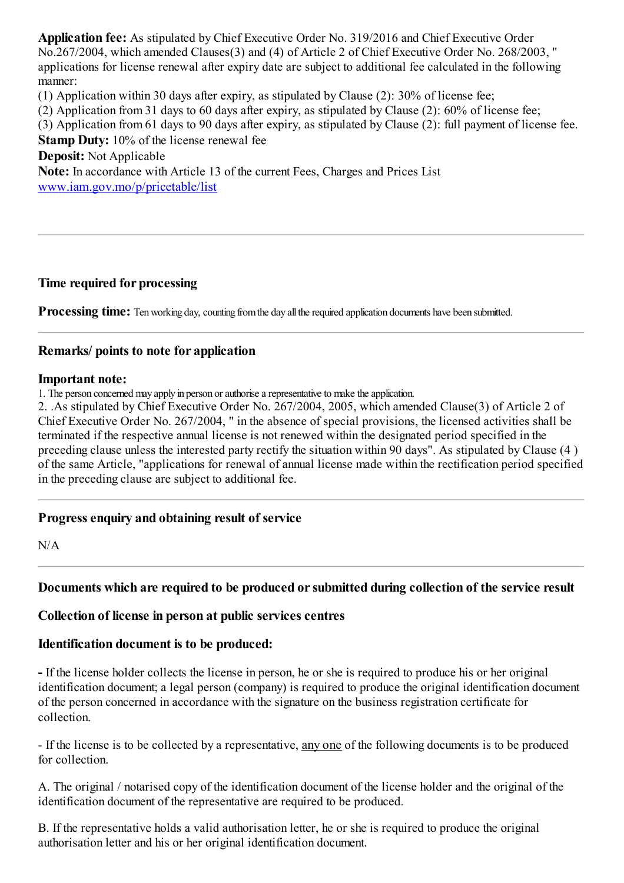**Application fee:** As stipulated by Chief Executive Order No. 319/2016 and Chief Executive Order No.267/2004, which amended Clauses(3) and (4) of Article 2 of Chief Executive Order No. 268/2003, " applications for license renewal after expiry date are subject to additional fee calculated in the following manner:

(1) Application within 30 days after expiry, as stipulated by Clause (2): 30% of license fee;
(2) Application from 31 days to 60 days after expiry, as stipulated by Clause (2): 60% of license fee;
(3) Application from 61 days to 90 days after expiry, as stipulated by Clause (2): full payment of license fee.

**Stamp Duty:** 10% of the license renewal fee

**Deposit:** Not Applicable

**Note:** In accordance with Article 13 of the current Fees, Charges and Prices List [www.iam.gov.mo/p/pricetable/list](www.iam.gov.mo/p/pricetable/list)

---

### Time required for processing

**Processing time:** Ten working day, counting from the day all the required application documents have been submitted.

---

### Remarks/ points to note for application

**Important note:**

1. The person concerned may apply in person or authorise a representative to make the application.
2. .As stipulated by Chief Executive Order No. 267/2004, 2005, which amended Clause(3) of Article 2 of Chief Executive Order No. 267/2004, " in the absence of special provisions, the licensed activities shall be terminated if the respective annual license is not renewed within the designated period specified in the preceding clause unless the interested party rectify the situation within 90 days". As stipulated by Clause (4 ) of the same Article, "applications for renewal of annual license made within the rectification period specified in the preceding clause are subject to additional fee.

---

### Progress enquiry and obtaining result of service

N/A

---

### Documents which are required to be produced or submitted during collection of the service result

#### Collection of license in person at public services centres

#### Identification document is to be produced:

**-** If the license holder collects the license in person, he or she is required to produce his or her original identification document; a legal person (company) is required to produce the original identification document of the person concerned in accordance with the signature on the business registration certificate for collection.

- If the license is to be collected by a representative, any one of the following documents is to be produced for collection.

A. The original / notarised copy of the identification document of the license holder and the original of the identification document of the representative are required to be produced.

B. If the representative holds a valid authorisation letter, he or she is required to produce the original authorisation letter and his or her original identification document.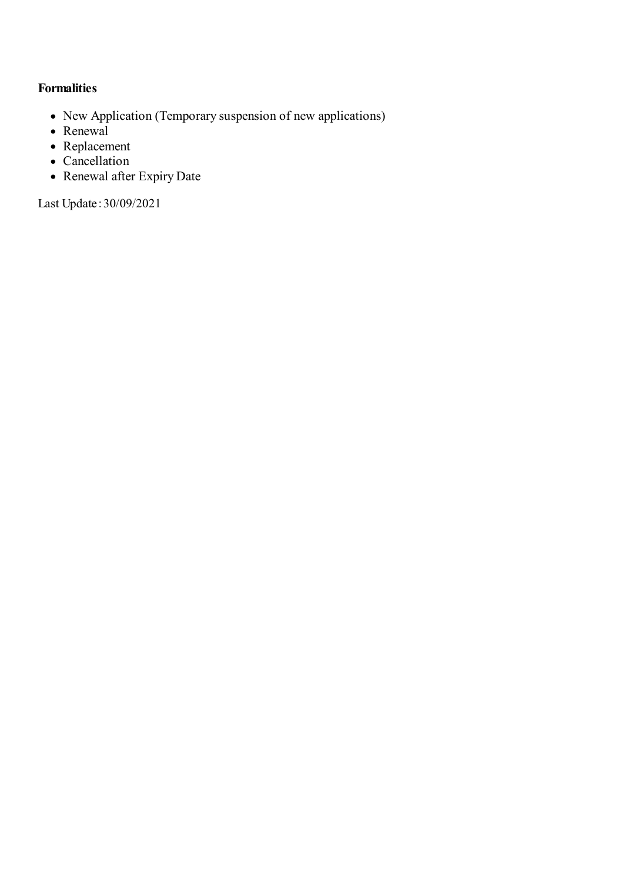**Formalities**

- New Application (Temporary suspension of new applications)
- Renewal
- Replacement
- Cancellation
- Renewal after Expiry Date

Last Update : 30/09/2021